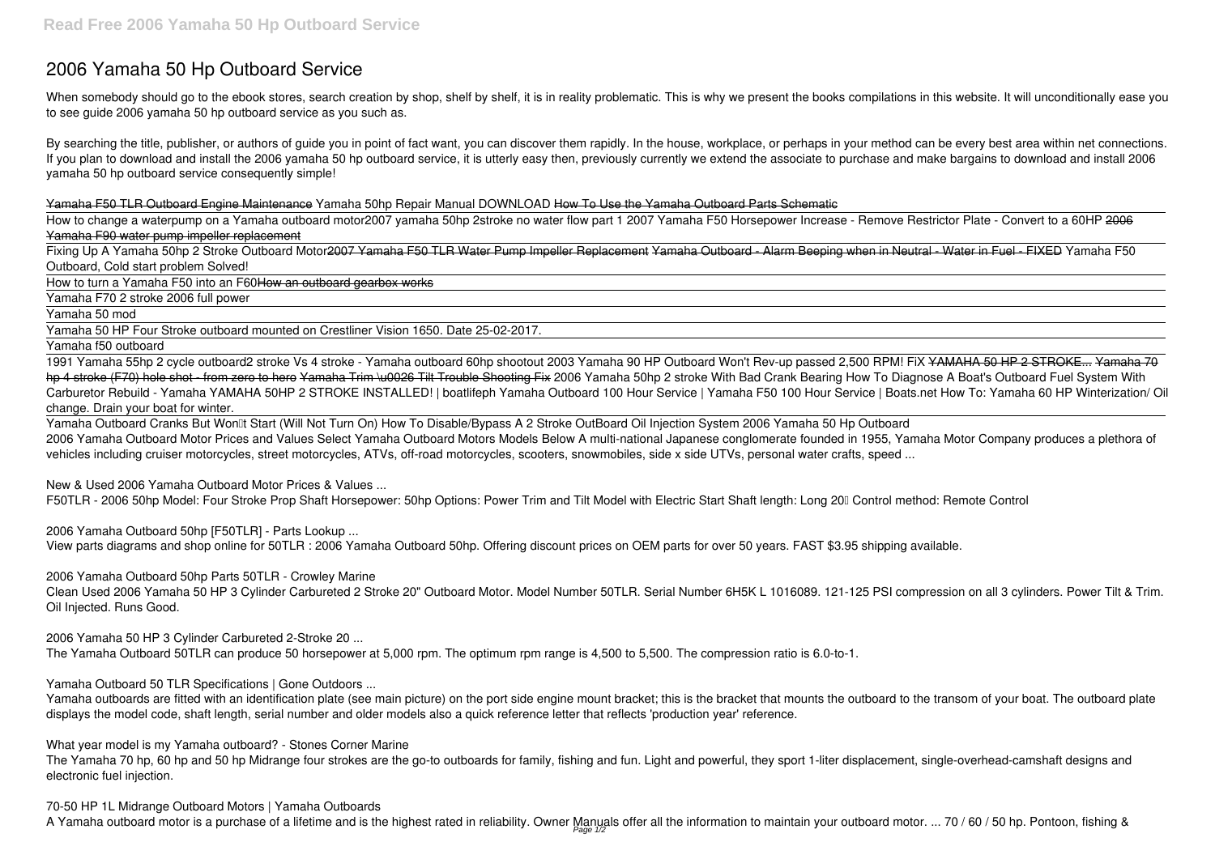# 2006 Yamaha 50 Hp Outboard Service

When somebody should go to the ebook stores, search creation by shop, shelf by shelf, it is in reality problematic. This is why we present the books compilations in this website. It will unconditionally ease you to see guide 2006 yamaha 50 hp outboard service as you such as.

By searching the title, publisher, or authors of guide you in point of fact want, you can discover them rapidly. In the house, workplace, or perhaps in your method can be every best area within net connections. If you plan to download and install the 2006 yamaha 50 hp outboard service, it is utterly easy then, previously currently we extend the associate to purchase and make bargains to download and install 2006 yamaha 50 hp outboard service consequently simple!

Yamaha F50 TLR Outboard Engine Maintenance *Yamaha 50hp Repair Manual DOWNLOAD* How To Use the Yamaha Outboard Parts Schematic

How to change a waterpump on a Yamaha outboard motor*2007 yamaha 50hp 2stroke no water flow part 1* *2007 Yamaha F50 Horsepower Increase - Remove Restrictor Plate - Convert to a 60HP* 2006 Yamaha F90 water pump impeller replacement

Fixing Up A Yamaha 50hp 2 Stroke Outboard Motor2007 Yamaha F50 TLR Water Pump Impeller Replacement Yamaha Outboard - Alarm Beeping when in Neutral - Water in Fuel - FIXED *Yamaha F50 Outboard, Cold start problem Solved!*

How to turn a Yamaha F50 into an F60How an outboard gearbox works

Yamaha F70 2 stroke 2006 full power

Yamaha 50 mod

Yamaha 50 HP Four Stroke outboard mounted on Crestliner Vision 1650. Date 25-02-2017.

Yamaha f50 outboard

1991 Yamaha 55hp 2 cycle outboard*2 stroke Vs 4 stroke - Yamaha outboard 60hp shootout* *2003 Yamaha 90 HP Outboard Won't Rev-up passed 2,500 RPM! FiX* YAMAHA 50 HP 2 STROKE... Yamaha 70 hp 4 stroke (F70) hole shot - from zero to hero Yamaha Trim \u0026 Tilt Trouble Shooting Fix *2006 Yamaha 50hp 2 stroke With Bad Crank Bearing* *How To Diagnose A Boat's Outboard Fuel System With Carburetor Rebuild - Yamaha* YAMAHA 50HP 2 STROKE INSTALLED! | boatlifeph *Yamaha Outboard 100 Hour Service | Yamaha F50 100 Hour Service | Boats.net* *How To: Yamaha 60 HP Winterization/ Oil change. Drain your boat for winter.*

Yamaha Outboard Cranks But Won't Start (Will Not Turn On) How To Disable/Bypass A 2 Stroke OutBoard Oil Injection System *2006 Yamaha 50 Hp Outboard*

2006 Yamaha Outboard Motor Prices and Values Select Yamaha Outboard Motors Models Below A multi-national Japanese conglomerate founded in 1955, Yamaha Motor Company produces a plethora of vehicles including cruiser motorcycles, street motorcycles, ATVs, off-road motorcycles, scooters, snowmobiles, side x side UTVs, personal water crafts, speed ...

*New & Used 2006 Yamaha Outboard Motor Prices & Values ...*

F50TLR - 2006 50hp Model: Four Stroke Prop Shaft Horsepower: 50hp Options: Power Trim and Tilt Model with Electric Start Shaft length: Long 20" Control method: Remote Control

*2006 Yamaha Outboard 50hp [F50TLR] - Parts Lookup ...*

View parts diagrams and shop online for 50TLR : 2006 Yamaha Outboard 50hp. Offering discount prices on OEM parts for over 50 years. FAST $3.95 shipping available.

*2006 Yamaha Outboard 50hp Parts 50TLR - Crowley Marine*

Clean Used 2006 Yamaha 50 HP 3 Cylinder Carbureted 2 Stroke 20" Outboard Motor. Model Number 50TLR. Serial Number 6H5K L 1016089. 121-125 PSI compression on all 3 cylinders. Power Tilt & Trim. Oil Injected. Runs Good.

*2006 Yamaha 50 HP 3 Cylinder Carbureted 2-Stroke 20 ...*

The Yamaha Outboard 50TLR can produce 50 horsepower at 5,000 rpm. The optimum rpm range is 4,500 to 5,500. The compression ratio is 6.0-to-1.

*Yamaha Outboard 50 TLR Specifications | Gone Outdoors ...*

Yamaha outboards are fitted with an identification plate (see main picture) on the port side engine mount bracket; this is the bracket that mounts the outboard to the transom of your boat. The outboard plate displays the model code, shaft length, serial number and older models also a quick reference letter that reflects 'production year' reference.

*What year model is my Yamaha outboard? - Stones Corner Marine*

The Yamaha 70 hp, 60 hp and 50 hp Midrange four strokes are the go-to outboards for family, fishing and fun. Light and powerful, they sport 1-liter displacement, single-overhead-camshaft designs and electronic fuel injection.

*70-50 HP 1L Midrange Outboard Motors | Yamaha Outboards*

A Yamaha outboard motor is a purchase of a lifetime and is the highest rated in reliability. Owner Manuals offer all the information to maintain your outboard motor. ... 70 / 60 / 50 hp. Pontoon, fishing &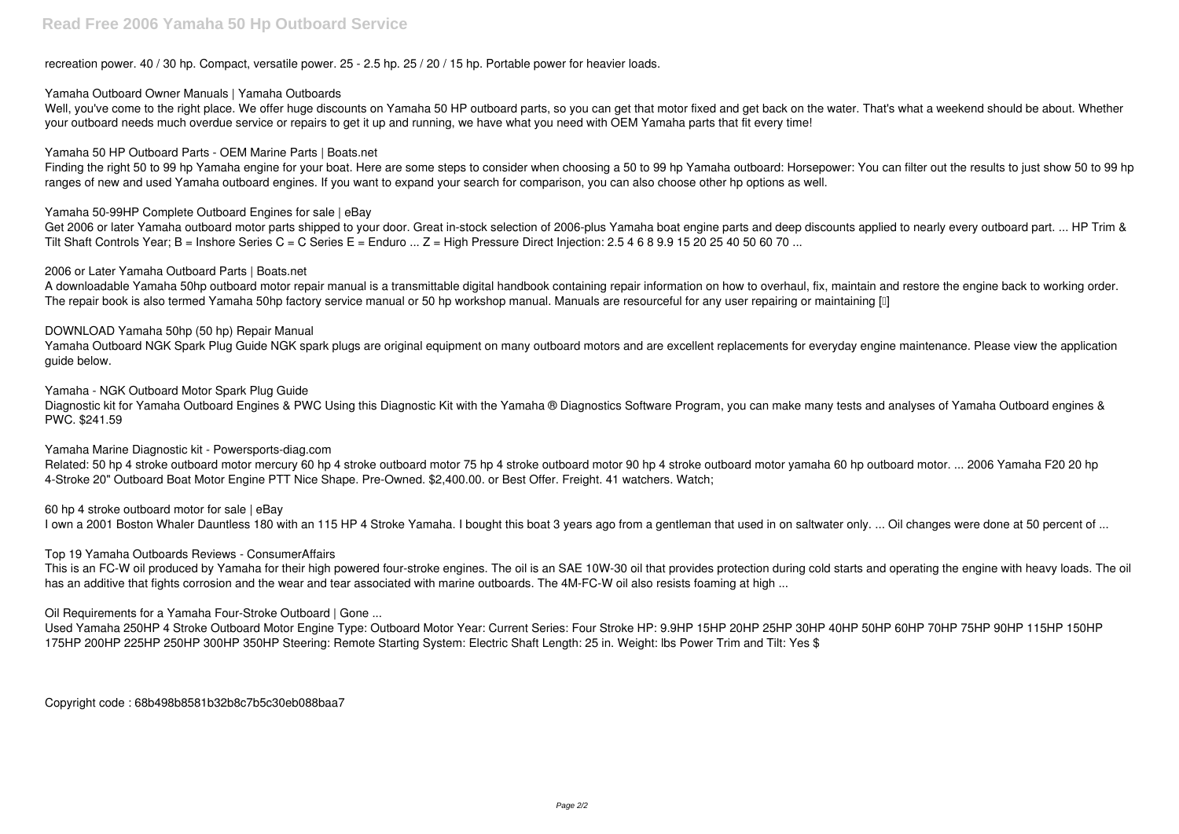recreation power. 40 / 30 hp. Compact, versatile power. 25 - 2.5 hp. 25 / 20 / 15 hp. Portable power for heavier loads.

Yamaha Outboard Owner Manuals | Yamaha Outboards

Well, you've come to the right place. We offer huge discounts on Yamaha 50 HP outboard parts, so you can get that motor fixed and get back on the water. That's what a weekend should be about. Whether your outboard needs much overdue service or repairs to get it up and running, we have what you need with OEM Yamaha parts that fit every time!

Yamaha 50 HP Outboard Parts - OEM Marine Parts | Boats.net

Finding the right 50 to 99 hp Yamaha engine for your boat. Here are some steps to consider when choosing a 50 to 99 hp Yamaha outboard: Horsepower: You can filter out the results to just show 50 to 99 hp ranges of new and used Yamaha outboard engines. If you want to expand your search for comparison, you can also choose other hp options as well.

Yamaha 50-99HP Complete Outboard Engines for sale | eBay

Get 2006 or later Yamaha outboard motor parts shipped to your door. Great in-stock selection of 2006-plus Yamaha boat engine parts and deep discounts applied to nearly every outboard part. ... HP Trim & Tilt Shaft Controls Year; B = Inshore Series C = C Series E = Enduro ... Z = High Pressure Direct Injection: 2.5 4 6 8 9.9 15 20 25 40 50 60 70 ...

2006 or Later Yamaha Outboard Parts | Boats.net

A downloadable Yamaha 50hp outboard motor repair manual is a transmittable digital handbook containing repair information on how to overhaul, fix, maintain and restore the engine back to working order. The repair book is also termed Yamaha 50hp factory service manual or 50 hp workshop manual. Manuals are resourceful for any user repairing or maintaining […]

DOWNLOAD Yamaha 50hp (50 hp) Repair Manual

Yamaha Outboard NGK Spark Plug Guide NGK spark plugs are original equipment on many outboard motors and are excellent replacements for everyday engine maintenance. Please view the application guide below.

Yamaha - NGK Outboard Motor Spark Plug Guide

Diagnostic kit for Yamaha Outboard Engines & PWC Using this Diagnostic Kit with the Yamaha ® Diagnostics Software Program, you can make many tests and analyses of Yamaha Outboard engines & PWC. $241.59

Yamaha Marine Diagnostic kit - Powersports-diag.com

Related: 50 hp 4 stroke outboard motor mercury 60 hp 4 stroke outboard motor 75 hp 4 stroke outboard motor 90 hp 4 stroke outboard motor yamaha 60 hp outboard motor. ... 2006 Yamaha F20 20 hp 4-Stroke 20" Outboard Boat Motor Engine PTT Nice Shape. Pre-Owned. $2,400.00. or Best Offer. Freight. 41 watchers. Watch;

60 hp 4 stroke outboard motor for sale | eBay

I own a 2001 Boston Whaler Dauntless 180 with an 115 HP 4 Stroke Yamaha. I bought this boat 3 years ago from a gentleman that used in on saltwater only. ... Oil changes were done at 50 percent of ...

Top 19 Yamaha Outboards Reviews - ConsumerAffairs

This is an FC-W oil produced by Yamaha for their high powered four-stroke engines. The oil is an SAE 10W-30 oil that provides protection during cold starts and operating the engine with heavy loads. The oil has an additive that fights corrosion and the wear and tear associated with marine outboards. The 4M-FC-W oil also resists foaming at high ...

Oil Requirements for a Yamaha Four-Stroke Outboard | Gone ...

Used Yamaha 250HP 4 Stroke Outboard Motor Engine Type: Outboard Motor Year: Current Series: Four Stroke HP: 9.9HP 15HP 20HP 25HP 30HP 40HP 50HP 60HP 70HP 75HP 90HP 115HP 150HP 175HP 200HP 225HP 250HP 300HP 350HP Steering: Remote Starting System: Electric Shaft Length: 25 in. Weight: lbs Power Trim and Tilt: Yes $

Copyright code : 68b498b8581b32b8c7b5c30eb088baa7